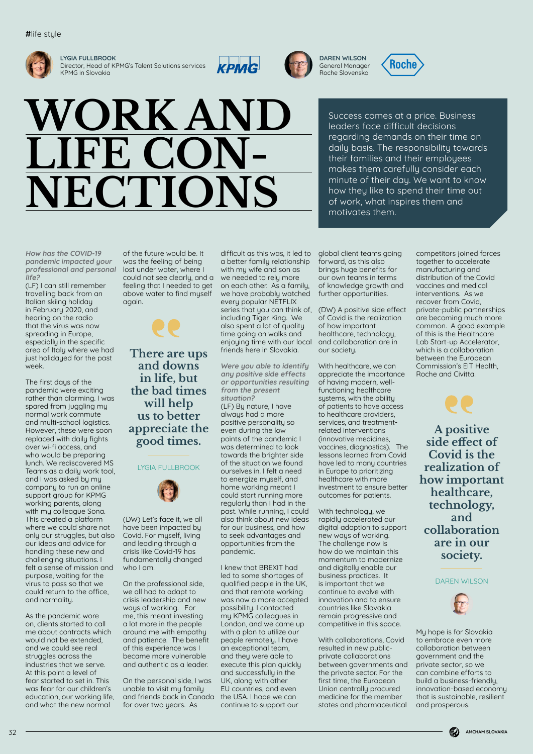#life style

**LYGIA FULLBROOK**
Director, Head of KPMG's Talent Solutions services
KPMG in Slovakia

**DAREN WILSON**
General Manager
Roche Slovensko

# WORK AND LIFE CON-NECTIONS

Success comes at a price. Business leaders face difficult decisions regarding demands on their time on daily basis. The responsibility towards their families and their employees makes them carefully consider each minute of their day. We want to know how they like to spend their time out of work, what inspires them and motivates them.

***How has the COVID-19 pandemic impacted your professional and personal life?***

(LF) I can still remember travelling back from an Italian skiing holiday in February 2020, and hearing on the radio that the virus was now spreading in Europe, especially in the specific area of Italy where we had just holidayed for the past week.

The first days of the pandemic were exciting rather than alarming. I was spared from juggling my normal work commute and multi-school logistics. However, these were soon replaced with daily fights over wi-fi access, and who would be preparing lunch. We rediscovered MS Teams as a daily work tool, and I was asked by my company to run an online support group for KPMG working parents, along with my colleague Sona. This created a platform where we could share not only our struggles, but also our ideas and advice for handling these new and challenging situations. I felt a sense of mission and purpose, waiting for the virus to pass so that we could return to the office, and normality.

As the pandemic wore on, clients started to call me about contracts which would not be extended, and we could see real struggles across the industries that we serve. At this point a level of fear started to set in. This was fear for our children's education, our working life, and what the new normal of the future would be. It was the feeling of being lost under water, where I could not see clearly, and a feeling that I needed to get above water to find myself again.

> **There are ups and downs in life, but the bad times will help us to better appreciate the good times.**
>
> LYGIA FULLBROOK

(DW) Let's face it, we all have been impacted by Covid. For myself, living and leading through a crisis like Covid-19 has fundamentally changed who I am.

On the professional side, we all had to adapt to crisis leadership and new ways of working. For me, this meant investing a lot more in the people around me with empathy and patience. The benefit of this experience was I became more vulnerable and authentic as a leader.

On the personal side, I was unable to visit my family and friends back in Canada for over two years. As difficult as this was, it led to a better family relationship with my wife and son as we needed to rely more on each other. As a family, we have probably watched every popular NETFLIX series that you can think of, including Tiger King. We also spent a lot of quality time going on walks and enjoying time with our local friends here in Slovakia.

***Were you able to identify any positive side effects or opportunities resulting from the present situation?***

(LF) By nature, I have always had a more positive personality so even during the low points of the pandemic I was determined to look towards the brighter side of the situation we found ourselves in. I felt a need to energize myself, and home working meant I could start running more regularly than I had in the past. While running, I could also think about new ideas for our business, and how to seek advantages and opportunities from the pandemic.

I knew that BREXIT had led to some shortages of qualified people in the UK, and that remote working was now a more accepted possibility. I contacted my KPMG colleagues in London, and we came up with a plan to utilize our people remotely. I have an exceptional team, and they were able to execute this plan quickly and successfully in the UK, along with other EU countries, and even the USA. I hope we can continue to support our global client teams going forward, as this also brings huge benefits for our own teams in terms of knowledge growth and further opportunities.

(DW) A positive side effect of Covid is the realization of how important healthcare, technology, and collaboration are in our society.

With healthcare, we can appreciate the importance of having modern, well-functioning healthcare systems, with the ability of patients to have access to healthcare providers, services, and treatment-related interventions (innovative medicines, vaccines, diagnostics). The lessons learned from Covid have led to many countries in Europe to prioritizing healthcare with more investment to ensure better outcomes for patients.

With technology, we rapidly accelerated our digital adoption to support new ways of working. The challenge now is how do we maintain this momentum to modernize and digitally enable our business practices. It is important that we continue to evolve with innovation and to ensure countries like Slovakia remain progressive and competitive in this space.

With collaborations, Covid resulted in new public-private collaborations between governments and the private sector. For the first time, the European Union centrally procured medicine for the member states and pharmaceutical competitors joined forces together to accelerate manufacturing and distribution of the Covid vaccines and medical interventions. As we recover from Covid, private-public partnerships are becoming much more common. A good example of this is the Healthcare Lab Start-up Accelerator, which is a collaboration between the European Commission's EIT Health, Roche and Civitta.

> **A positive side effect of Covid is the realization of how important healthcare, technology, and collaboration are in our society.**
>
> DAREN WILSON

My hope is for Slovakia to embrace even more collaboration between government and the private sector, so we can combine efforts to build a business-friendly, innovation-based economy that is sustainable, resilient and prosperous.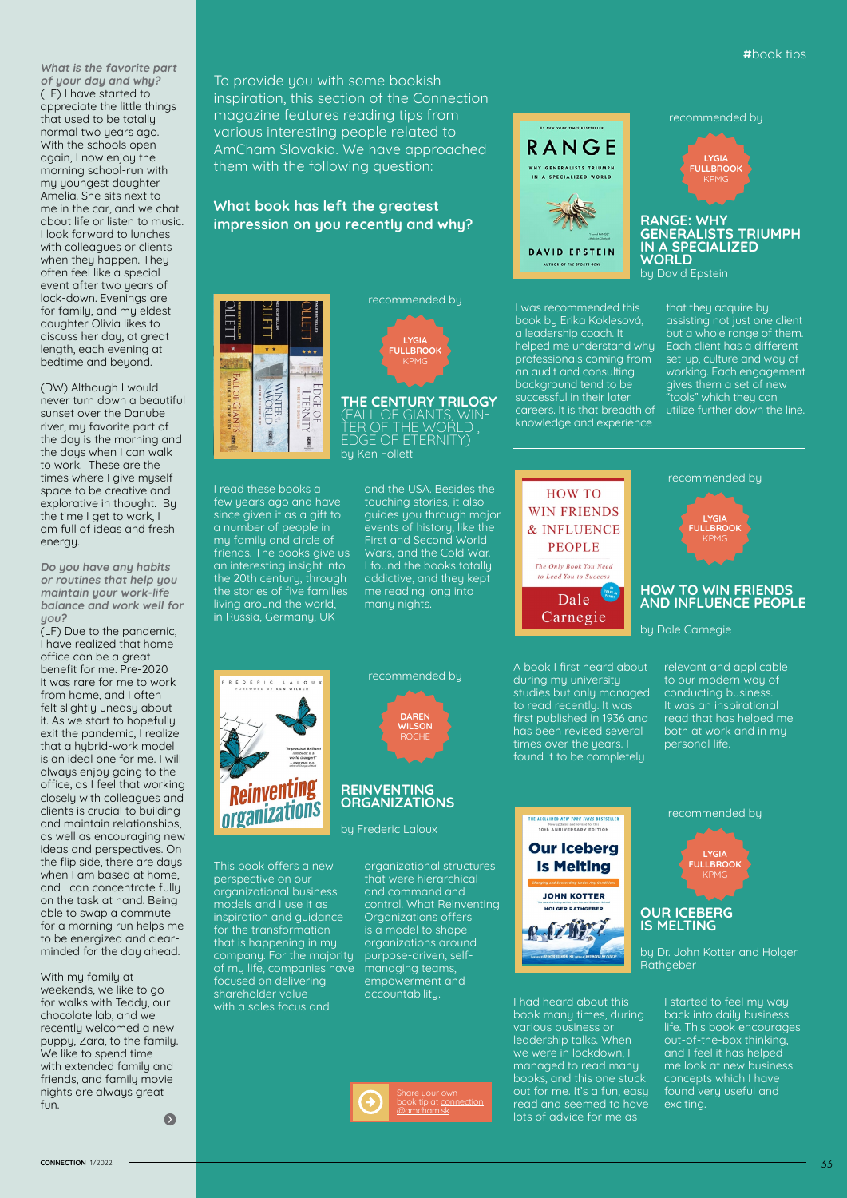*What is the favorite part of your day and why?*
(LF) I have started to appreciate the little things that used to be totally normal two years ago. With the schools open again, I now enjoy the morning school-run with my youngest daughter Amelia. She sits next to me in the car, and we chat about life or listen to music. I look forward to lunches with colleagues or clients when they happen. They often feel like a special event after two years of lock-down. Evenings are for family, and my eldest daughter Olivia likes to discuss her day, at great length, each evening at bedtime and beyond.

(DW) Although I would never turn down a beautiful sunset over the Danube river, my favorite part of the day is the morning and the days when I can walk to work. These are the times where I give myself space to be creative and explorative in thought. By the time I get to work, I am full of ideas and fresh energy.

*Do you have any habits or routines that help you maintain your work-life balance and work well for you?*
(LF) Due to the pandemic, I have realized that home office can be a great benefit for me. Pre-2020 it was rare for me to work from home, and I often felt slightly uneasy about it. As we start to hopefully exit the pandemic, I realize that a hybrid-work model is an ideal one for me. I will always enjoy going to the office, as I feel that working closely with colleagues and clients is crucial to building and maintain relationships, as well as encouraging new ideas and perspectives. On the flip side, there are days when I am based at home, and I can concentrate fully on the task at hand. Being able to swap a commute for a morning run helps me to be energized and clear-minded for the day ahead.

With my family at weekends, we like to go for walks with Teddy, our chocolate lab, and we recently welcomed a new puppy, Zara, to the family. We like to spend time with extended family and friends, and family movie nights are always great fun.

#book tips

To provide you with some bookish inspiration, this section of the Connection magazine features reading tips from various interesting people related to AmCham Slovakia. We have approached them with the following question:

**What book has left the greatest impression on you recently and why?**

recommended by LYGIA FULLBROOK KPMG

## THE CENTURY TRILOGY (FALL OF GIANTS, WINTER OF THE WORLD, EDGE OF ETERNITY)
by Ken Follett

I read these books a few years ago and have since given it as a gift to a number of people in my family and circle of friends. The books give us an interesting insight into the 20th century, through the stories of five families living around the world, in Russia, Germany, UK and the USA. Besides the touching stories, it also guides you through major events of history, like the First and Second World Wars, and the Cold War. I found the books totally addictive, and they kept me reading long into many nights.

recommended by DAREN WILSON ROCHE

## REINVENTING ORGANIZATIONS
by Frederic Laloux

This book offers a new perspective on our organizational business models and I use it as inspiration and guidance for the transformation that is happening in my company. For the majority of my life, companies have focused on delivering shareholder value with a sales focus and organizational structures that were hierarchical and command and control. What Reinventing Organizations offers is a model to shape organizations around purpose-driven, self-managing teams, empowerment and accountability.

recommended by LYGIA FULLBROOK KPMG

## RANGE: WHY GENERALISTS TRIUMPH IN A SPECIALIZED WORLD
by David Epstein

I was recommended this book by Erika Koklesová, a leadership coach. It helped me understand why professionals coming from an audit and consulting background tend to be successful in their later careers. It is that breadth of knowledge and experience that they acquire by assisting not just one client but a whole range of them. Each client has a different set-up, culture and way of working. Each engagement gives them a set of new "tools" which they can utilize further down the line.

recommended by LYGIA FULLBROOK KPMG

## HOW TO WIN FRIENDS AND INFLUENCE PEOPLE
by Dale Carnegie

A book I first heard about during my university studies but only managed to read recently. It was first published in 1936 and has been revised several times over the years. I found it to be completely relevant and applicable to our modern way of conducting business. It was an inspirational read that has helped me both at work and in my personal life.

recommended by LYGIA FULLBROOK KPMG

## OUR ICEBERG IS MELTING
by Dr. John Kotter and Holger Rathgeber

I had heard about this book many times, during various business or leadership talks. When we were in lockdown, I managed to read many books, and this one stuck out for me. It's a fun, easy read and seemed to have lots of advice for me as I started to feel my way back into daily business life. This book encourages out-of-the-box thinking, and I feel it has helped me look at new business concepts which I have found very useful and exciting.

Share your own book tip at connection@amcham.sk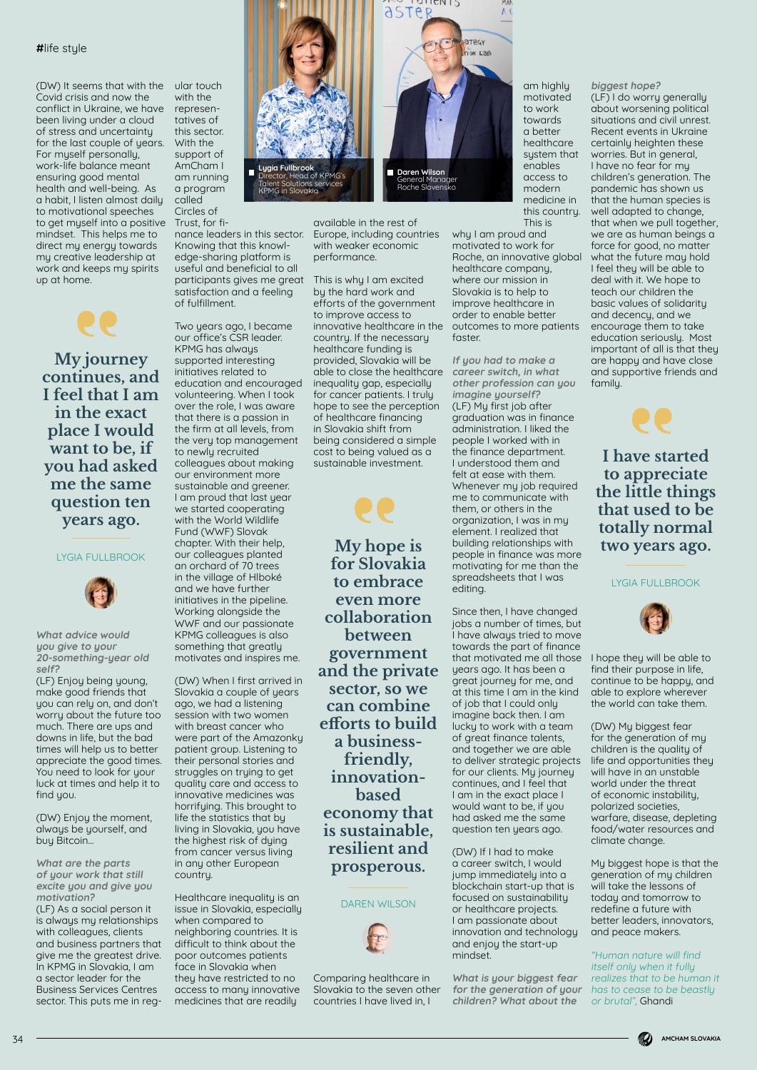#life style

(DW) It seems that with the Covid crisis and now the conflict in Ukraine, we have been living under a cloud of stress and uncertainty for the last couple of years. For myself personally, work-life balance meant ensuring good mental health and well-being. As a habit, I listen almost daily to motivational speeches to get myself into a positive mindset. This helps me to direct my energy towards my creative leadership at work and keeps my spirits up at home.

> **My journey continues, and I feel that I am in the exact place I would want to be, if you had asked me the same question ten years ago.**
>
> LYGIA FULLBROOK

***What advice would you give to your 20-something-year old self?***

(LF) Enjoy being young, make good friends that you can rely on, and don't worry about the future too much. There are ups and downs in life, but the bad times will help us to better appreciate the good times. You need to look for your luck at times and help it to find you.

(DW) Enjoy the moment, always be yourself, and buy Bitcoin...

***What are the parts of your work that still excite you and give you motivation?***

(LF) As a social person it is always my relationships with colleagues, clients and business partners that give me the greatest drive. In KPMG in Slovakia, I am a sector leader for the Business Services Centres sector. This puts me in regular touch with the representatives of this sector. With the support of AmCham I am running a program called Circles of Trust, for finance leaders in this sector. Knowing that this knowledge-sharing platform is useful and beneficial to all participants gives me great satisfaction and a feeling of fulfillment.

Two years ago, I became our office's CSR leader. KPMG has always supported interesting initiatives related to education and encouraged volunteering. When I took over the role, I was aware that there is a passion in the firm at all levels, from the very top management to newly recruited colleagues about making our environment more sustainable and greener. I am proud that last year we started cooperating with the World Wildlife Fund (WWF) Slovak chapter. With their help, our colleagues planted an orchard of 70 trees in the village of Hlboké and we have further initiatives in the pipeline. Working alongside the WWF and our passionate KPMG colleagues is also something that greatly motivates and inspires me.

(DW) When I first arrived in Slovakia a couple of years ago, we had a listening session with two women with breast cancer who were part of the Amazonky patient group. Listening to their personal stories and struggles on trying to get quality care and access to innovative medicines was horrifying. This brought to life the statistics that by living in Slovakia, you have the highest risk of dying from cancer versus living in any other European country.

Healthcare inequality is an issue in Slovakia, especially when compared to neighboring countries. It is difficult to think about the poor outcomes patients face in Slovakia when they have restricted to no access to many innovative medicines that are readily available in the rest of Europe, including countries with weaker economic performance.

Lygia Fullbrook
Director, Head of KPMG's Talent Solutions services
KPMG in Slovakia

Daren Wilson
General Manager
Roche Slovensko

This is why I am excited by the hard work and efforts of the government to improve access to innovative healthcare in the country. If the necessary healthcare funding is provided, Slovakia will be able to close the healthcare inequality gap, especially for cancer patients. I truly hope to see the perception of healthcare financing in Slovakia shift from being considered a simple cost to being valued as a sustainable investment.

> **My hope is for Slovakia to embrace even more collaboration between government and the private sector, so we can combine efforts to build a business-friendly, innovation-based economy that is sustainable, resilient and prosperous.**
>
> DAREN WILSON

Comparing healthcare in Slovakia to the seven other countries I have lived in, I am highly motivated to work towards a better healthcare system that enables access to modern medicine in this country. This is why I am proud and motivated to work for Roche, an innovative global healthcare company, where our mission in Slovakia is to help to improve healthcare in order to enable better outcomes to more patients faster.

***If you had to make a career switch, in what other profession can you imagine yourself?***

(LF) My first job after graduation was in finance administration. I liked the people I worked with in the finance department. I understood them and felt at ease with them. Whenever my job required me to communicate with them, or others in the organization, I was in my element. I realized that building relationships with people in finance was more motivating for me than the spreadsheets that I was editing.

Since then, I have changed jobs a number of times, but I have always tried to move towards the part of finance that motivated me all those years ago. It has been a great journey for me, and at this time I am in the kind of job that I could only imagine back then. I am lucky to work with a team of great finance talents, and together we are able to deliver strategic projects for our clients. My journey continues, and I feel that I am in the exact place I would want to be, if you had asked me the same question ten years ago.

(DW) If I had to make a career switch, I would jump immediately into a blockchain start-up that is focused on sustainability or healthcare projects. I am passionate about innovation and technology and enjoy the start-up mindset.

***What is your biggest fear for the generation of your children? What about the biggest hope?***

(LF) I do worry generally about worsening political situations and civil unrest. Recent events in Ukraine certainly heighten these worries. But in general, I have no fear for my children's generation. The pandemic has shown us that the human species is well adapted to change, that when we pull together, we are as human beings a force for good, no matter what the future may hold I feel they will be able to deal with it. We hope to teach our children the basic values of solidarity and decency, and we encourage them to take education seriously. Most important of all is that they are happy and have close and supportive friends and family.

> **I have started to appreciate the little things that used to be totally normal two years ago.**
>
> LYGIA FULLBROOK

I hope they will be able to find their purpose in life, continue to be happy, and able to explore wherever the world can take them.

(DW) My biggest fear for the generation of my children is the quality of life and opportunities they will have in an unstable world under the threat of economic instability, polarized societies, warfare, disease, depleting food/water resources and climate change.

My biggest hope is that the generation of my children will take the lessons of today and tomorrow to redefine a future with better leaders, innovators, and peace makers.

*"Human nature will find itself only when it fully realizes that to be human it has to cease to be beastly or brutal",* Ghandi